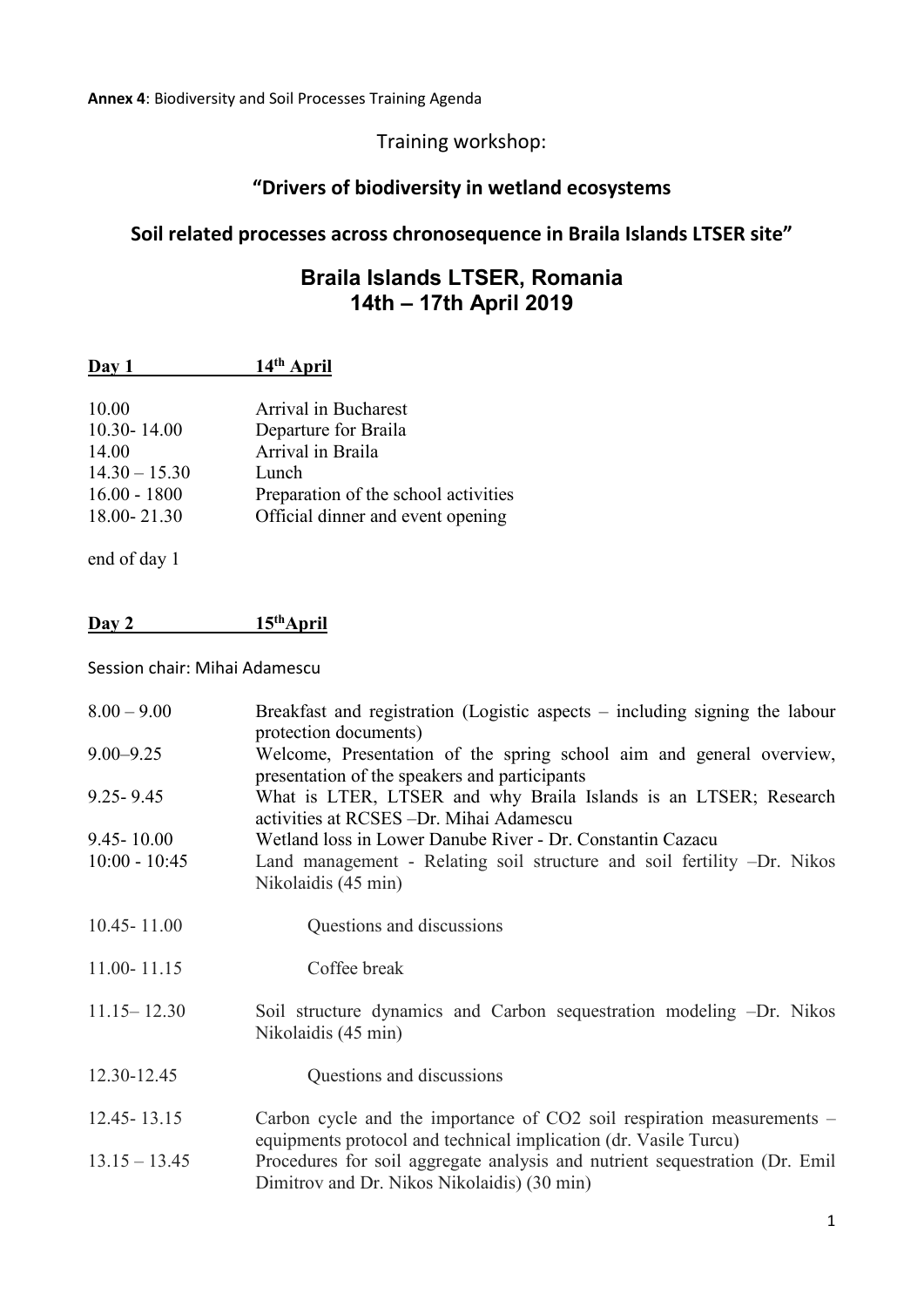**Annex 4**: Biodiversity and Soil Processes Training Agenda

Training workshop:

## "Drivers of biodiversity in wetland ecosystems

## Soil related processes across chronosequence in Braila Islands LTSER site"

# Braila Islands LTSER, Romania
# 14th – 17th April 2019

**Day 1 14th April**

| | |
|---|---|
| 10.00 | Arrival in Bucharest |
| 10.30- 14.00 | Departure for Braila |
| 14.00 | Arrival in Braila |
| 14.30 – 15.30 | Lunch |
| 16.00 - 1800 | Preparation of the school activities |
| 18.00- 21.30 | Official dinner and event opening |

end of day 1

**Day 2 15thApril**

Session chair: Mihai Adamescu

| | |
|---|---|
| 8.00 – 9.00 | Breakfast and registration (Logistic aspects – including signing the labour protection documents) |
| 9.00–9.25 | Welcome, Presentation of the spring school aim and general overview, presentation of the speakers and participants |
| 9.25- 9.45 | What is LTER, LTSER and why Braila Islands is an LTSER; Research activities at RCSES –Dr. Mihai Adamescu |
| 9.45- 10.00 | Wetland loss in Lower Danube River - Dr. Constantin Cazacu |
| 10:00 - 10:45 | Land management - Relating soil structure and soil fertility –Dr. Nikos Nikolaidis (45 min) |
| 10.45- 11.00 | Questions and discussions |
| 11.00- 11.15 | Coffee break |
| 11.15– 12.30 | Soil structure dynamics and Carbon sequestration modeling –Dr. Nikos Nikolaidis (45 min) |
| 12.30-12.45 | Questions and discussions |
| 12.45- 13.15 | Carbon cycle and the importance of $CO_2$ soil respiration measurements – equipments protocol and technical implication (dr. Vasile Turcu) |
| 13.15 – 13.45 | Procedures for soil aggregate analysis and nutrient sequestration (Dr. Emil Dimitrov and Dr. Nikos Nikolaidis) (30 min) |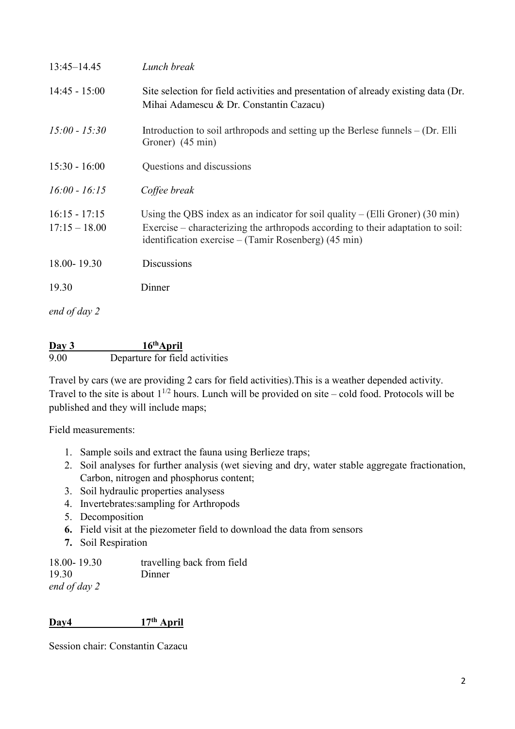| | |
|---|---|
| 13:45–14.45 | *Lunch break* |
| 14:45 - 15:00 | Site selection for field activities and presentation of already existing data (Dr. Mihai Adamescu & Dr. Constantin Cazacu) |
| *15:00 - 15:30* | Introduction to soil arthropods and setting up the Berlese funnels – (Dr. Elli Groner) (45 min) |
| 15:30 - 16:00 | Questions and discussions |
| *16:00 - 16:15* | *Coffee break* |
| 16:15 - 17:15 | Using the QBS index as an indicator for soil quality – (Elli Groner) (30 min) |
| 17:15 – 18.00 | Exercise – characterizing the arthropods according to their adaptation to soil: identification exercise – (Tamir Rosenberg) (45 min) |
| 18.00- 19.30 | Discussions |
| 19.30 | Dinner |

*end of day 2*

**Day 3** **16th April**

9.00 Departure for field activities

Travel by cars (we are providing 2 cars for field activities).This is a weather depended activity. Travel to the site is about $1^{1/2}$ hours. Lunch will be provided on site – cold food. Protocols will be published and they will include maps;

Field measurements:

1. Sample soils and extract the fauna using Berlieze traps;
2. Soil analyses for further analysis (wet sieving and dry, water stable aggregate fractionation, Carbon, nitrogen and phosphorus content;
3. Soil hydraulic properties analysess
4. Invertebrates:sampling for Arthropods
5. Decomposition
6. **Field visit at the piezometer field to download the data from sensors**
7. **Soil Respiration**

18.00- 19.30 travelling back from field
19.30 Dinner
*end of day 2*

**Day4** **17th April**

Session chair: Constantin Cazacu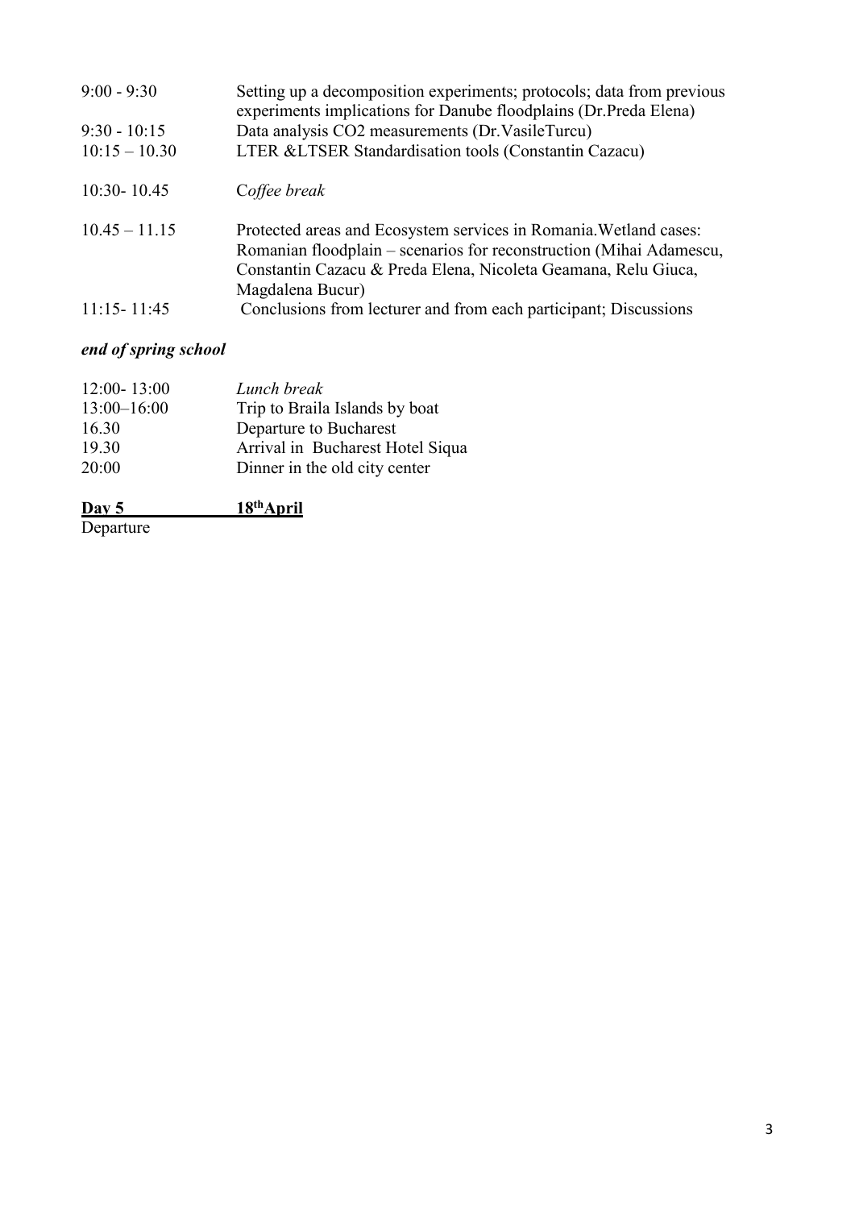| | |
|---|---|
| 9:00 - 9:30 | Setting up a decomposition experiments; protocols; data from previous experiments implications for Danube floodplains (Dr.Preda Elena) |
| 9:30 - 10:15 | Data analysis $CO_2$ measurements (Dr.VasileTurcu) |
| 10:15 – 10.30 | LTER &LTSER Standardisation tools (Constantin Cazacu) |
| 10:30- 10.45 | *Coffee break* |
| 10.45 – 11.15 | Protected areas and Ecosystem services in Romania.Wetland cases: Romanian floodplain – scenarios for reconstruction (Mihai Adamescu, Constantin Cazacu & Preda Elena, Nicoleta Geamana, Relu Giuca, Magdalena Bucur) |
| 11:15- 11:45 | Conclusions from lecturer and from each participant; Discussions |

***end of spring school***

| | |
|---|---|
| 12:00- 13:00 | *Lunch break* |
| 13:00–16:00 | Trip to Braila Islands by boat |
| 16.30 | Departure to Bucharest |
| 19.30 | Arrival in Bucharest Hotel Siqua |
| 20:00 | Dinner in the old city center |

**Day 5** **18th April**

Departure